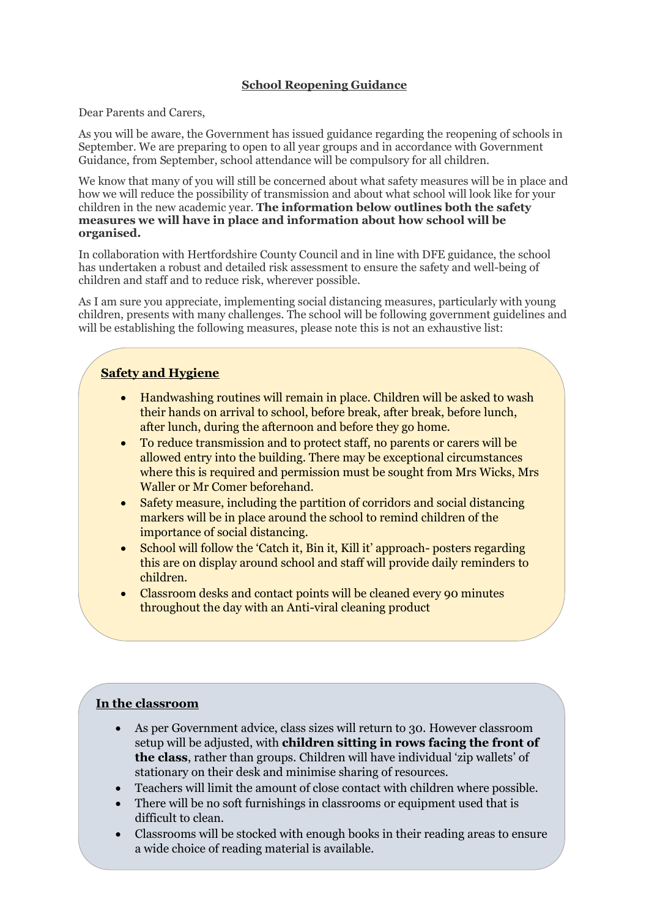# School Reopening Guidance

Dear Parents and Carers,

As you will be aware, the Government has issued guidance regarding the reopening of schools in September. We are preparing to open to all year groups and in accordance with Government Guidance, from September, school attendance will be compulsory for all children.

We know that many of you will still be concerned about what safety measures will be in place and how we will reduce the possibility of transmission and about what school will look like for your children in the new academic year. **The information below outlines both the safety measures we will have in place and information about how school will be organised.**

In collaboration with Hertfordshire County Council and in line with DFE guidance, the school has undertaken a robust and detailed risk assessment to ensure the safety and well-being of children and staff and to reduce risk, wherever possible.

As I am sure you appreciate, implementing social distancing measures, particularly with young children, presents with many challenges. The school will be following government guidelines and will be establishing the following measures, please note this is not an exhaustive list:

## Safety and Hygiene

- Handwashing routines will remain in place. Children will be asked to wash their hands on arrival to school, before break, after break, before lunch, after lunch, during the afternoon and before they go home.
- To reduce transmission and to protect staff, no parents or carers will be allowed entry into the building. There may be exceptional circumstances where this is required and permission must be sought from Mrs Wicks, Mrs Waller or Mr Comer beforehand.
- Safety measure, including the partition of corridors and social distancing markers will be in place around the school to remind children of the importance of social distancing.
- School will follow the 'Catch it, Bin it, Kill it' approach- posters regarding this are on display around school and staff will provide daily reminders to children.
- Classroom desks and contact points will be cleaned every 90 minutes throughout the day with an Anti-viral cleaning product

## In the classroom

- As per Government advice, class sizes will return to 30. However classroom setup will be adjusted, with **children sitting in rows facing the front of the class**, rather than groups. Children will have individual 'zip wallets' of stationary on their desk and minimise sharing of resources.
- Teachers will limit the amount of close contact with children where possible.
- There will be no soft furnishings in classrooms or equipment used that is difficult to clean.
- Classrooms will be stocked with enough books in their reading areas to ensure a wide choice of reading material is available.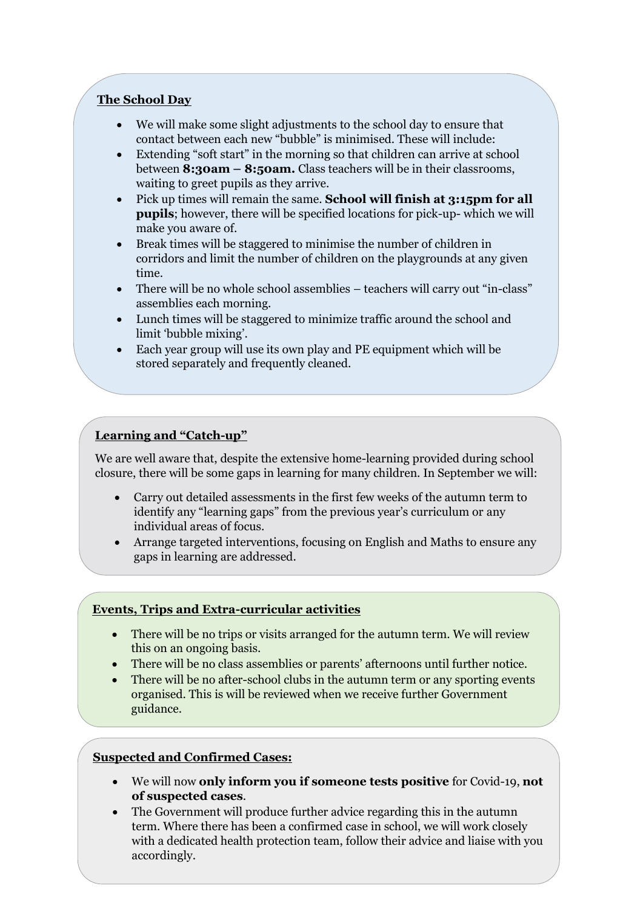## The School Day

- We will make some slight adjustments to the school day to ensure that contact between each new "bubble" is minimised. These will include:
- Extending "soft start" in the morning so that children can arrive at school between **8:30am – 8:50am.** Class teachers will be in their classrooms, waiting to greet pupils as they arrive.
- Pick up times will remain the same. **School will finish at 3:15pm for all pupils**; however, there will be specified locations for pick-up- which we will make you aware of.
- Break times will be staggered to minimise the number of children in corridors and limit the number of children on the playgrounds at any given time.
- There will be no whole school assemblies – teachers will carry out "in-class" assemblies each morning.
- Lunch times will be staggered to minimize traffic around the school and limit 'bubble mixing'.
- Each year group will use its own play and PE equipment which will be stored separately and frequently cleaned.

## Learning and "Catch-up"

We are well aware that, despite the extensive home-learning provided during school closure, there will be some gaps in learning for many children. In September we will:

- Carry out detailed assessments in the first few weeks of the autumn term to identify any "learning gaps" from the previous year's curriculum or any individual areas of focus.
- Arrange targeted interventions, focusing on English and Maths to ensure any gaps in learning are addressed.

## Events, Trips and Extra-curricular activities

- There will be no trips or visits arranged for the autumn term. We will review this on an ongoing basis.
- There will be no class assemblies or parents' afternoons until further notice.
- There will be no after-school clubs in the autumn term or any sporting events organised. This is will be reviewed when we receive further Government guidance.

## Suspected and Confirmed Cases:

- We will now **only inform you if someone tests positive** for Covid-19, **not of suspected cases**.
- The Government will produce further advice regarding this in the autumn term. Where there has been a confirmed case in school, we will work closely with a dedicated health protection team, follow their advice and liaise with you accordingly.